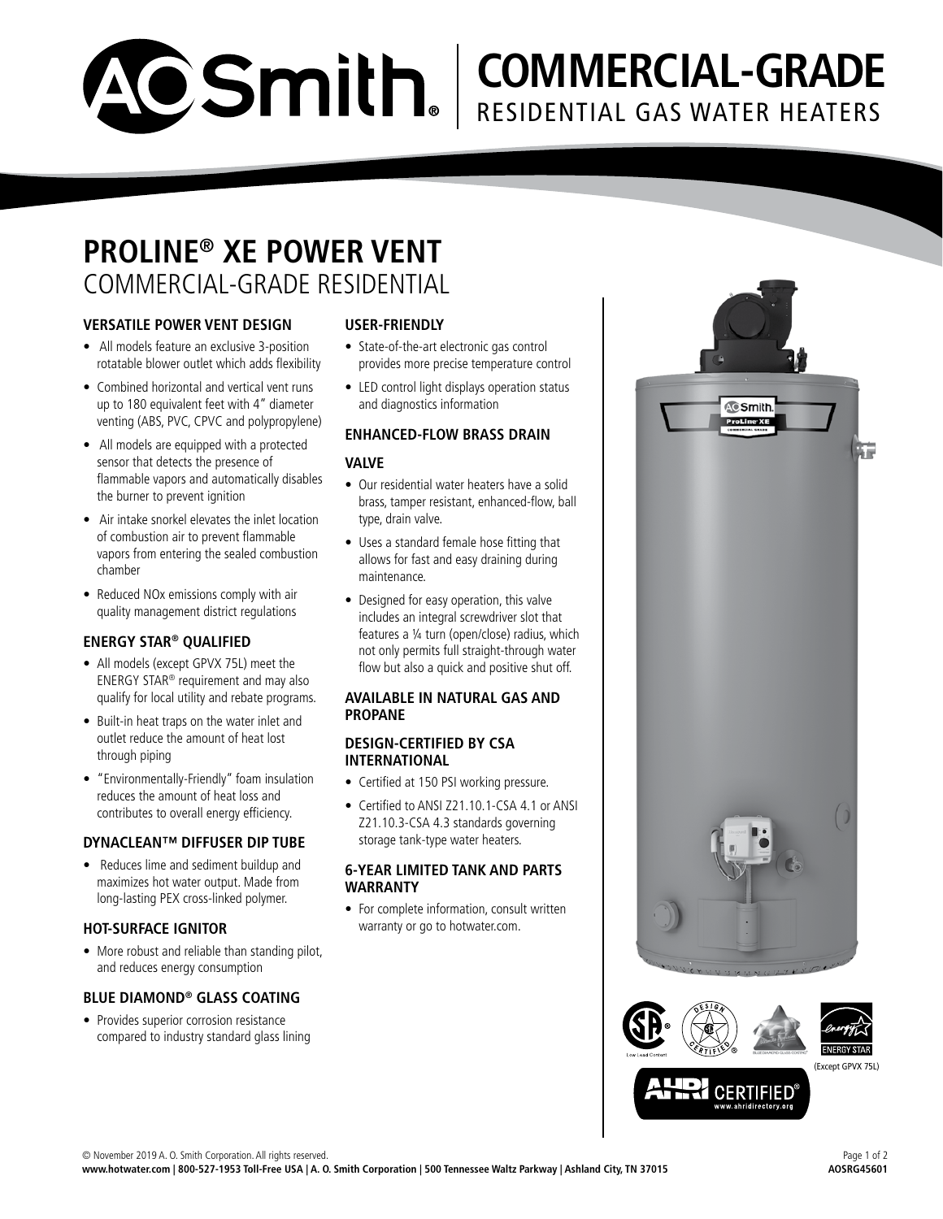# AOSmith | COMMERCIAL-GRADE RESIDENTIAL GAS WATER HEATERS

## PROLINE® XE POWER VENT
COMMERCIAL-GRADE RESIDENTIAL

### VERSATILE POWER VENT DESIGN

- All models feature an exclusive 3-position rotatable blower outlet which adds flexibility
- Combined horizontal and vertical vent runs up to 180 equivalent feet with 4" diameter venting (ABS, PVC, CPVC and polypropylene)
- All models are equipped with a protected sensor that detects the presence of flammable vapors and automatically disables the burner to prevent ignition
- Air intake snorkel elevates the inlet location of combustion air to prevent flammable vapors from entering the sealed combustion chamber
- Reduced NOx emissions comply with air quality management district regulations

### ENERGY STAR® QUALIFIED

- All models (except GPVX 75L) meet the ENERGY STAR® requirement and may also qualify for local utility and rebate programs.
- Built-in heat traps on the water inlet and outlet reduce the amount of heat lost through piping
- "Environmentally-Friendly" foam insulation reduces the amount of heat loss and contributes to overall energy efficiency.

### DYNACLEAN™ DIFFUSER DIP TUBE

- Reduces lime and sediment buildup and maximizes hot water output. Made from long-lasting PEX cross-linked polymer.

### HOT-SURFACE IGNITOR

- More robust and reliable than standing pilot, and reduces energy consumption

### BLUE DIAMOND® GLASS COATING

- Provides superior corrosion resistance compared to industry standard glass lining

### USER-FRIENDLY

- State-of-the-art electronic gas control provides more precise temperature control
- LED control light displays operation status and diagnostics information

### ENHANCED-FLOW BRASS DRAIN VALVE

- Our residential water heaters have a solid brass, tamper resistant, enhanced-flow, ball type, drain valve.
- Uses a standard female hose fitting that allows for fast and easy draining during maintenance.
- Designed for easy operation, this valve includes an integral screwdriver slot that features a ¼ turn (open/close) radius, which not only permits full straight-through water flow but also a quick and positive shut off.

### AVAILABLE IN NATURAL GAS AND PROPANE

### DESIGN-CERTIFIED BY CSA INTERNATIONAL

- Certified at 150 PSI working pressure.
- Certified to ANSI Z21.10.1-CSA 4.1 or ANSI Z21.10.3-CSA 4.3 standards governing storage tank-type water heaters.

### 6-YEAR LIMITED TANK AND PARTS WARRANTY

- For complete information, consult written warranty or go to hotwater.com.

(Except GPVX 75L)

© November 2019 A. O. Smith Corporation. All rights reserved.
**www.hotwater.com | 800-527-1953 Toll-Free USA | A. O. Smith Corporation | 500 Tennessee Waltz Parkway | Ashland City, TN 37015**

**AOSRG45601**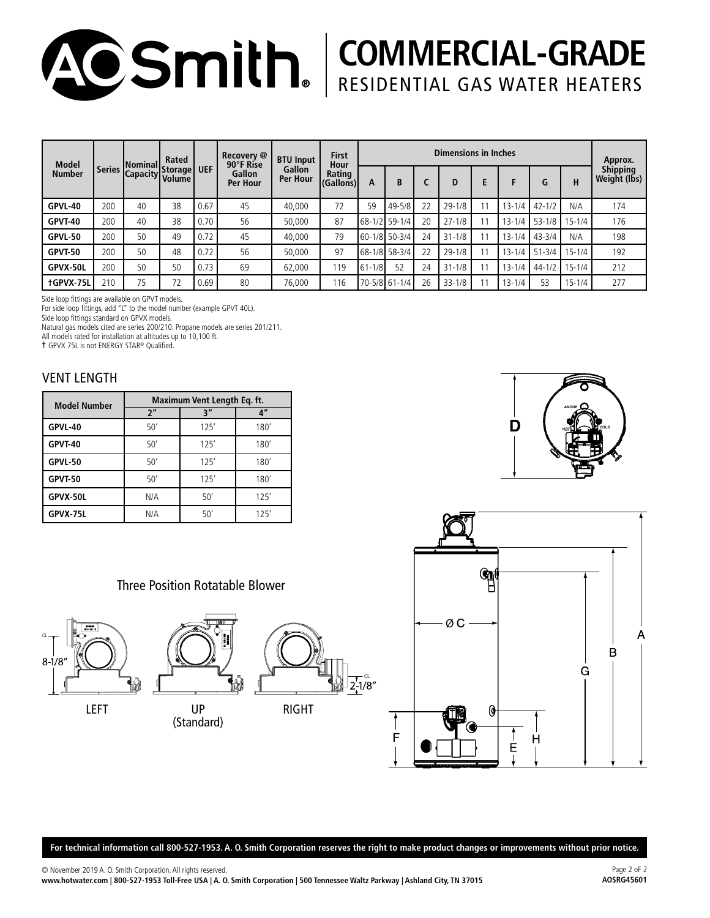# A.O. Smith COMMERCIAL-GRADE RESIDENTIAL GAS WATER HEATERS

| Model Number | Series | Nominal Capacity | Rated Storage Volume | UEF | Recovery @ 90°F Rise Gallon Per Hour | BTU Input Gallon Per Hour | First Hour Rating (Gallons) | Dimensions in Inches | | | | | | | | Approx. Shipping Weight (lbs) |
|---|---|---|---|---|---|---|---|---|---|---|---|---|---|---|---|---|
| | | | | | | | | A | B | C | D | E | F | G | H | |
| GPVL-40 | 200 | 40 | 38 | 0.67 | 45 | 40,000 | 72 | 59 | 49-5/8 | 22 | 29-1/8 | 11 | 13-1/4 | 42-1/2 | N/A | 174 |
| GPVT-40 | 200 | 40 | 38 | 0.70 | 56 | 50,000 | 87 | 68-1/2 | 59-1/4 | 20 | 27-1/8 | 11 | 13-1/4 | 53-1/8 | 15-1/4 | 176 |
| GPVL-50 | 200 | 50 | 49 | 0.72 | 45 | 40,000 | 79 | 60-1/8 | 50-3/4 | 24 | 31-1/8 | 11 | 13-1/4 | 43-3/4 | N/A | 198 |
| GPVT-50 | 200 | 50 | 48 | 0.72 | 56 | 50,000 | 97 | 68-1/8 | 58-3/4 | 22 | 29-1/8 | 11 | 13-1/4 | 51-3/4 | 15-1/4 | 192 |
| GPVX-50L | 200 | 50 | 50 | 0.73 | 69 | 62,000 | 119 | 61-1/8 | 52 | 24 | 31-1/8 | 11 | 13-1/4 | 44-1/2 | 15-1/4 | 212 |
| †GPVX-75L | 210 | 75 | 72 | 0.69 | 80 | 76,000 | 116 | 70-5/8 | 61-1/4 | 26 | 33-1/8 | 11 | 13-1/4 | 53 | 15-1/4 | 277 |

Side loop fittings are available on GPVT models.
For side loop fittings, add "L" to the model number (example GPVT 40L).
Side loop fittings standard on GPVX models.
Natural gas models cited are series 200/210. Propane models are series 201/211.
All models rated for installation at altitudes up to 10,100 ft.
† GPVX 75L is not ENERGY STAR® Qualified.

## VENT LENGTH

| Model Number | Maximum Vent Length Eq. ft. | | |
|---|---|---|---|
| | 2" | 3" | 4" |
| GPVL-40 | 50' | 125' | 180' |
| GPVT-40 | 50' | 125' | 180' |
| GPVL-50 | 50' | 125' | 180' |
| GPVT-50 | 50' | 125' | 180' |
| GPVX-50L | N/A | 50' | 125' |
| GPVX-75L | N/A | 50' | 125' |

Three Position Rotatable Blower

CL
8-1/8"
LEFT

UP
(Standard)

RIGHT
CL
2-1/8"

D
ANODE
HOT
COLD

Ø C
A
B
G
F
E
H

**For technical information call 800-527-1953. A. O. Smith Corporation reserves the right to make product changes or improvements without prior notice.**

© November 2019 A. O. Smith Corporation. All rights reserved.
**www.hotwater.com | 800-527-1953 Toll-Free USA | A. O. Smith Corporation | 500 Tennessee Waltz Parkway | Ashland City, TN 37015**

**AOSRG45601**